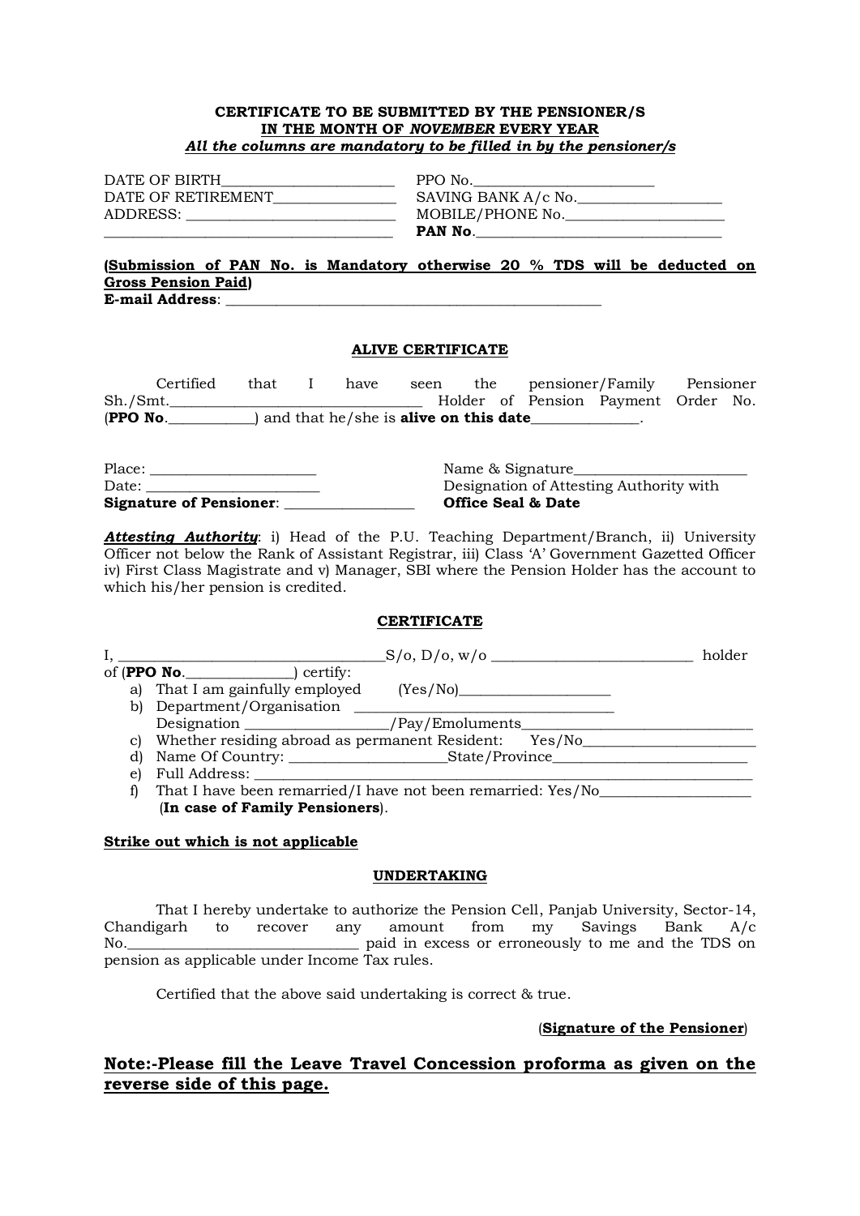**CERTIFICATE TO BE SUBMITTED BY THE PENSIONER/S**
**IN THE MONTH OF *NOVEMBER* EVERY YEAR**
***<u>All the columns are mandatory to be filled in by the pensioner/s</u>***

DATE OF BIRTH_______________________ PPO No.________________________
DATE OF RETIREMENT________________ SAVING BANK A/c No.___________________
ADDRESS: ___________________________ MOBILE/PHONE No._____________________
____________________________________ **PAN No**.________________________________

**<u>(Submission of PAN No. is Mandatory otherwise 20 % TDS will be deducted on Gross Pension Paid)</u>**
**E-mail Address**: ____________________________________________________

**<u>ALIVE CERTIFICATE</u>**

Certified that I have seen the pensioner/Family Pensioner Sh./Smt.________________________________ Holder of Pension Payment Order No. (**PPO No**.___________) and that he/she is **alive on this date**______________.

Place: ______________________ Name & Signature_______________________
Date: _______________________ Designation of Attesting Authority with
**Signature of Pensioner**: ________________ **Office Seal & Date**

***<u>Attesting Authority</u>***: i) Head of the P.U. Teaching Department/Branch, ii) University Officer not below the Rank of Assistant Registrar, iii) Class 'A' Government Gazetted Officer iv) First Class Magistrate and v) Manager, SBI where the Pension Holder has the account to which his/her pension is credited.

**<u>CERTIFICATE</u>**

I, ___________________________________S/o, D/o, w/o ___________________________ holder of (**PPO No**.______________) certify:

a) That I am gainfully employed (Yes/No)____________________
b) Department/Organisation ________________________________
   Designation __________________/Pay/Emoluments_______________________________
c) Whether residing abroad as permanent Resident: Yes/No_______________________
d) Name Of Country: _____________________State/Province__________________________
e) Full Address: ____________________________________________________________________
f) That I have been remarried/I have not been remarried: Yes/No____________________
   (**In case of Family Pensioners**).

**<u>Strike out which is not applicable</u>**

**<u>UNDERTAKING</u>**

That I hereby undertake to authorize the Pension Cell, Panjab University, Sector-14, Chandigarh to recover any amount from my Savings Bank A/c No._______________________________ paid in excess or erroneously to me and the TDS on pension as applicable under Income Tax rules.

Certified that the above said undertaking is correct & true.

(**<u>Signature of the Pensioner</u>**)

**<u>Note:-Please fill the Leave Travel Concession proforma as given on the reverse side of this page.</u>**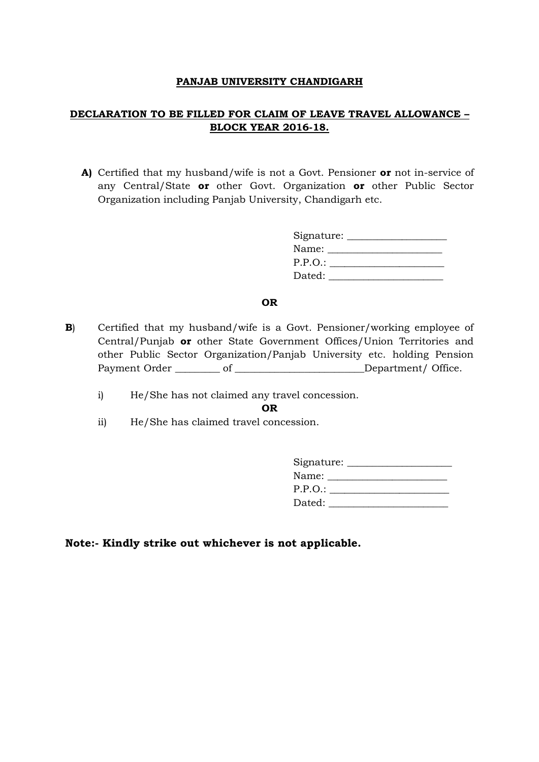**<u>PANJAB UNIVERSITY CHANDIGARH</u>**

**<u>DECLARATION TO BE FILLED FOR CLAIM OF LEAVE TRAVEL ALLOWANCE – BLOCK YEAR 2016-18.</u>**

**A)** Certified that my husband/wife is not a Govt. Pensioner **or** not in-service of any Central/State **or** other Govt. Organization **or** other Public Sector Organization including Panjab University, Chandigarh etc.

Signature: ___________________
Name: ______________________
P.P.O.: ______________________
Dated: ______________________

**OR**

**B**) Certified that my husband/wife is a Govt. Pensioner/working employee of Central/Punjab **or** other State Government Offices/Union Territories and other Public Sector Organization/Panjab University etc. holding Pension Payment Order _________ of _________________________Department/ Office.

i) He/She has not claimed any travel concession.

**OR**

ii) He/She has claimed travel concession.

Signature: ____________________
Name: _______________________
P.P.O.: _______________________
Dated: _______________________

**Note:- Kindly strike out whichever is not applicable.**